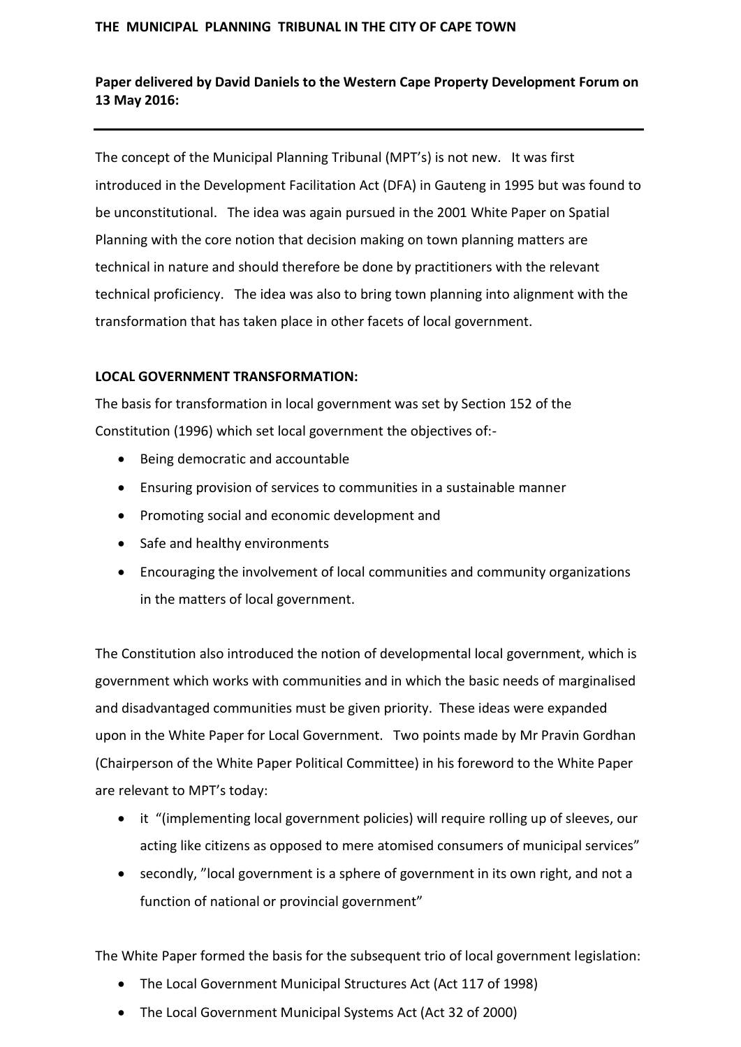**THE MUNICIPAL PLANNING TRIBUNAL IN THE CITY OF CAPE TOWN**

**Paper delivered by David Daniels to the Western Cape Property Development Forum on 13 May 2016:**

---

The concept of the Municipal Planning Tribunal (MPT's) is not new. It was first introduced in the Development Facilitation Act (DFA) in Gauteng in 1995 but was found to be unconstitutional. The idea was again pursued in the 2001 White Paper on Spatial Planning with the core notion that decision making on town planning matters are technical in nature and should therefore be done by practitioners with the relevant technical proficiency. The idea was also to bring town planning into alignment with the transformation that has taken place in other facets of local government.

**LOCAL GOVERNMENT TRANSFORMATION:**

The basis for transformation in local government was set by Section 152 of the Constitution (1996) which set local government the objectives of:-

- Being democratic and accountable
- Ensuring provision of services to communities in a sustainable manner
- Promoting social and economic development and
- Safe and healthy environments
- Encouraging the involvement of local communities and community organizations in the matters of local government.

The Constitution also introduced the notion of developmental local government, which is government which works with communities and in which the basic needs of marginalised and disadvantaged communities must be given priority. These ideas were expanded upon in the White Paper for Local Government. Two points made by Mr Pravin Gordhan (Chairperson of the White Paper Political Committee) in his foreword to the White Paper are relevant to MPT's today:

- it "(implementing local government policies) will require rolling up of sleeves, our acting like citizens as opposed to mere atomised consumers of municipal services"
- secondly, "local government is a sphere of government in its own right, and not a function of national or provincial government"

The White Paper formed the basis for the subsequent trio of local government legislation:

- The Local Government Municipal Structures Act (Act 117 of 1998)
- The Local Government Municipal Systems Act (Act 32 of 2000)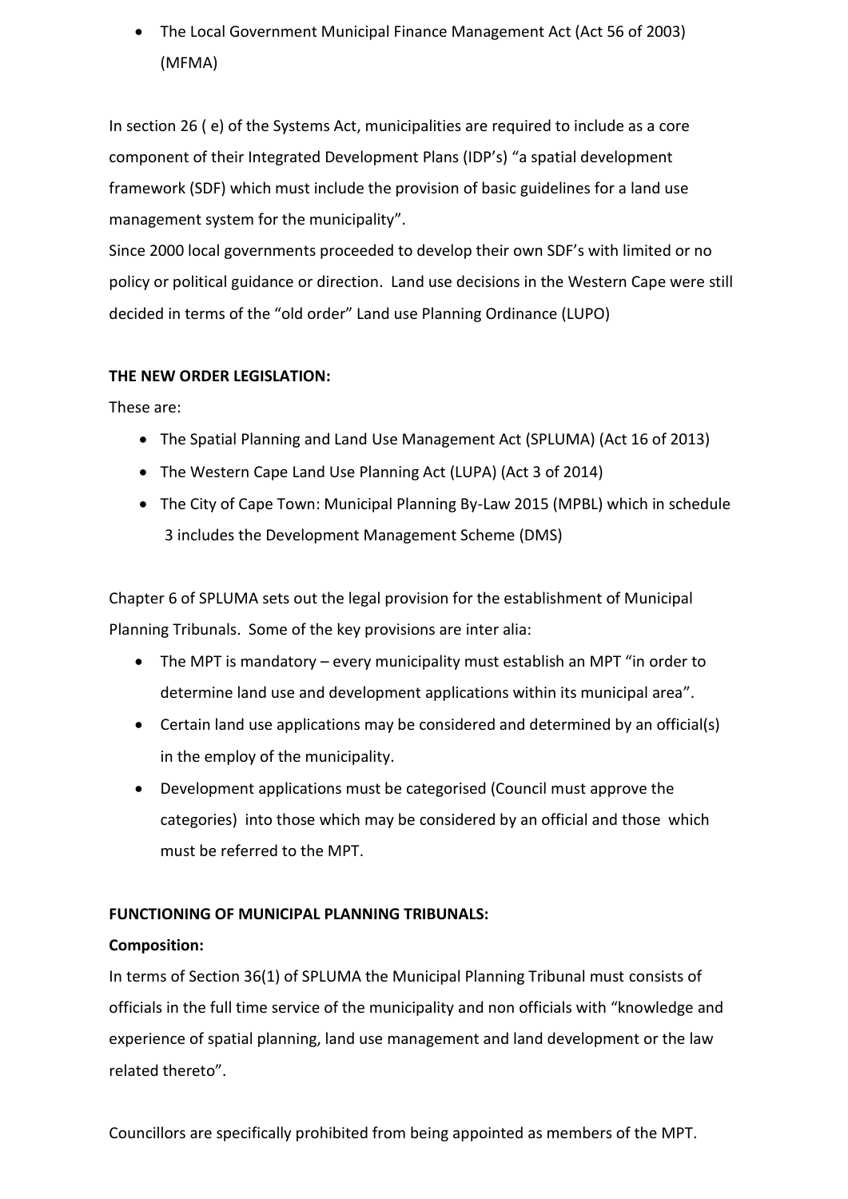- The Local Government Municipal Finance Management Act (Act 56 of 2003) (MFMA)

In section 26 ( e) of the Systems Act, municipalities are required to include as a core component of their Integrated Development Plans (IDP's) "a spatial development framework (SDF) which must include the provision of basic guidelines for a land use management system for the municipality".
Since 2000 local governments proceeded to develop their own SDF's with limited or no policy or political guidance or direction. Land use decisions in the Western Cape were still decided in terms of the "old order" Land use Planning Ordinance (LUPO)

**THE NEW ORDER LEGISLATION:**

These are:

- The Spatial Planning and Land Use Management Act (SPLUMA) (Act 16 of 2013)
- The Western Cape Land Use Planning Act (LUPA) (Act 3 of 2014)
- The City of Cape Town: Municipal Planning By-Law 2015 (MPBL) which in schedule 3 includes the Development Management Scheme (DMS)

Chapter 6 of SPLUMA sets out the legal provision for the establishment of Municipal Planning Tribunals. Some of the key provisions are inter alia:

- The MPT is mandatory – every municipality must establish an MPT "in order to determine land use and development applications within its municipal area".
- Certain land use applications may be considered and determined by an official(s) in the employ of the municipality.
- Development applications must be categorised (Council must approve the categories) into those which may be considered by an official and those which must be referred to the MPT.

**FUNCTIONING OF MUNICIPAL PLANNING TRIBUNALS:**

**Composition:**

In terms of Section 36(1) of SPLUMA the Municipal Planning Tribunal must consists of officials in the full time service of the municipality and non officials with "knowledge and experience of spatial planning, land use management and land development or the law related thereto".

Councillors are specifically prohibited from being appointed as members of the MPT.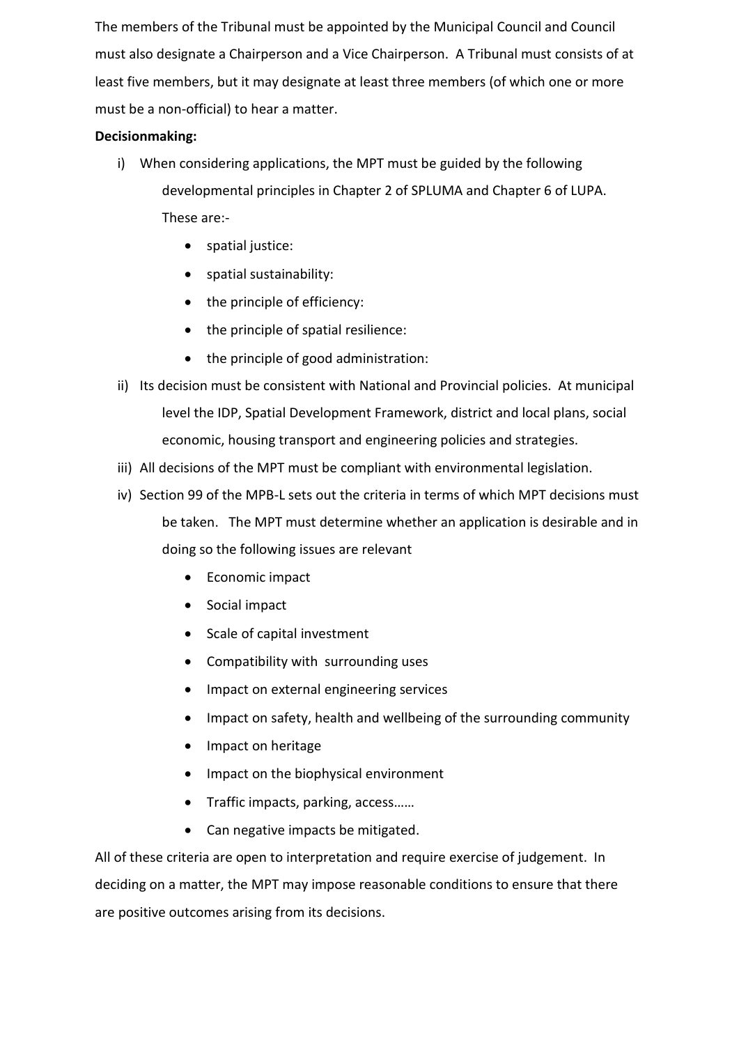The members of the Tribunal must be appointed by the Municipal Council and Council must also designate a Chairperson and a Vice Chairperson. A Tribunal must consists of at least five members, but it may designate at least three members (of which one or more must be a non-official) to hear a matter.

**Decisionmaking:**

i) When considering applications, the MPT must be guided by the following developmental principles in Chapter 2 of SPLUMA and Chapter 6 of LUPA. These are:-
   - spatial justice:
   - spatial sustainability:
   - the principle of efficiency:
   - the principle of spatial resilience:
   - the principle of good administration:

ii) Its decision must be consistent with National and Provincial policies. At municipal level the IDP, Spatial Development Framework, district and local plans, social economic, housing transport and engineering policies and strategies.

iii) All decisions of the MPT must be compliant with environmental legislation.

iv) Section 99 of the MPB-L sets out the criteria in terms of which MPT decisions must be taken. The MPT must determine whether an application is desirable and in doing so the following issues are relevant
   - Economic impact
   - Social impact
   - Scale of capital investment
   - Compatibility with surrounding uses
   - Impact on external engineering services
   - Impact on safety, health and wellbeing of the surrounding community
   - Impact on heritage
   - Impact on the biophysical environment
   - Traffic impacts, parking, access……
   - Can negative impacts be mitigated.

All of these criteria are open to interpretation and require exercise of judgement. In deciding on a matter, the MPT may impose reasonable conditions to ensure that there are positive outcomes arising from its decisions.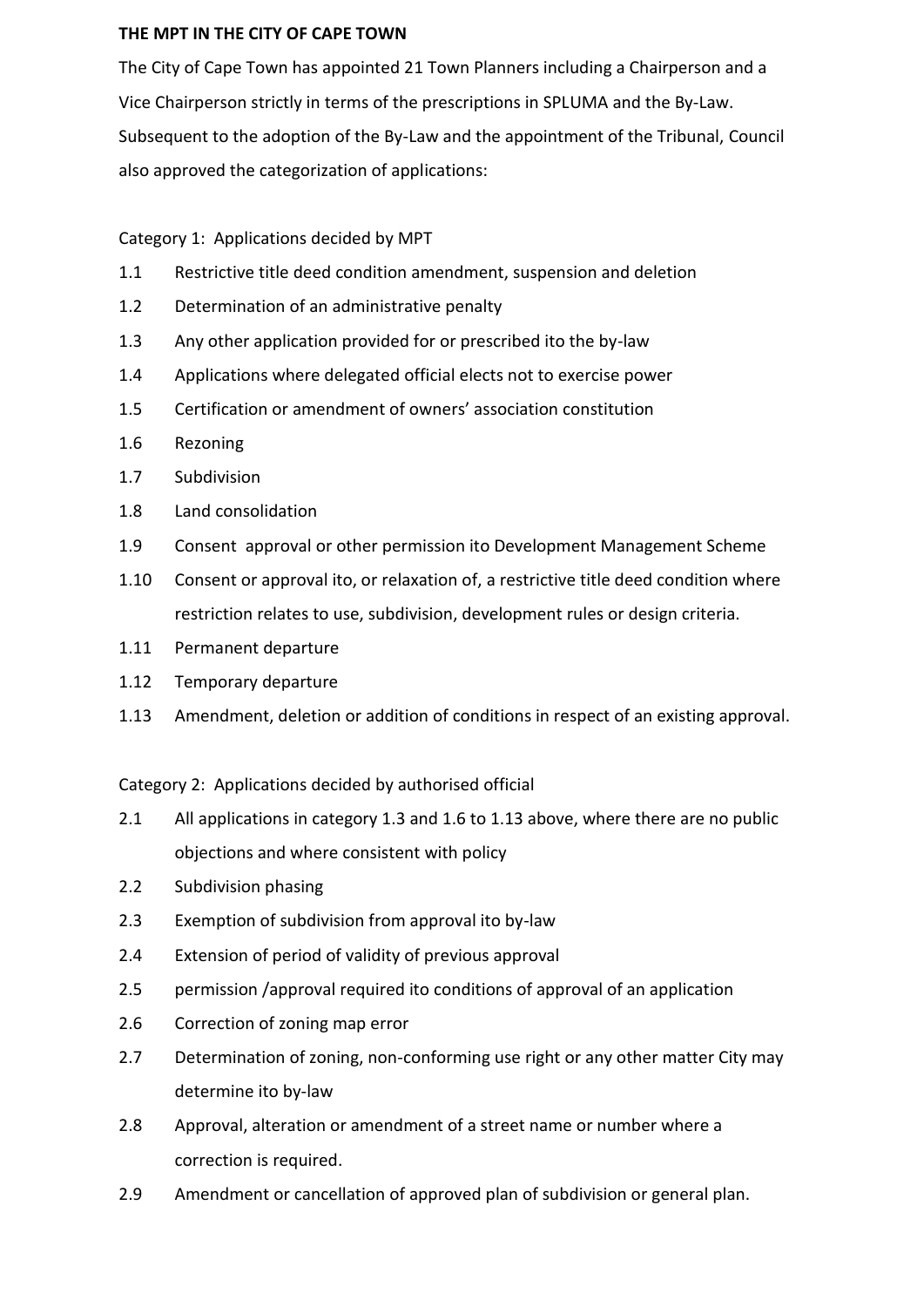**THE MPT IN THE CITY OF CAPE TOWN**

The City of Cape Town has appointed 21 Town Planners including a Chairperson and a Vice Chairperson strictly in terms of the prescriptions in SPLUMA and the By-Law. Subsequent to the adoption of the By-Law and the appointment of the Tribunal, Council also approved the categorization of applications:

Category 1: Applications decided by MPT

1.1 Restrictive title deed condition amendment, suspension and deletion
1.2 Determination of an administrative penalty
1.3 Any other application provided for or prescribed ito the by-law
1.4 Applications where delegated official elects not to exercise power
1.5 Certification or amendment of owners' association constitution
1.6 Rezoning
1.7 Subdivision
1.8 Land consolidation
1.9 Consent approval or other permission ito Development Management Scheme
1.10 Consent or approval ito, or relaxation of, a restrictive title deed condition where restriction relates to use, subdivision, development rules or design criteria.
1.11 Permanent departure
1.12 Temporary departure
1.13 Amendment, deletion or addition of conditions in respect of an existing approval.

Category 2: Applications decided by authorised official

2.1 All applications in category 1.3 and 1.6 to 1.13 above, where there are no public objections and where consistent with policy
2.2 Subdivision phasing
2.3 Exemption of subdivision from approval ito by-law
2.4 Extension of period of validity of previous approval
2.5 permission /approval required ito conditions of approval of an application
2.6 Correction of zoning map error
2.7 Determination of zoning, non-conforming use right or any other matter City may determine ito by-law
2.8 Approval, alteration or amendment of a street name or number where a correction is required.
2.9 Amendment or cancellation of approved plan of subdivision or general plan.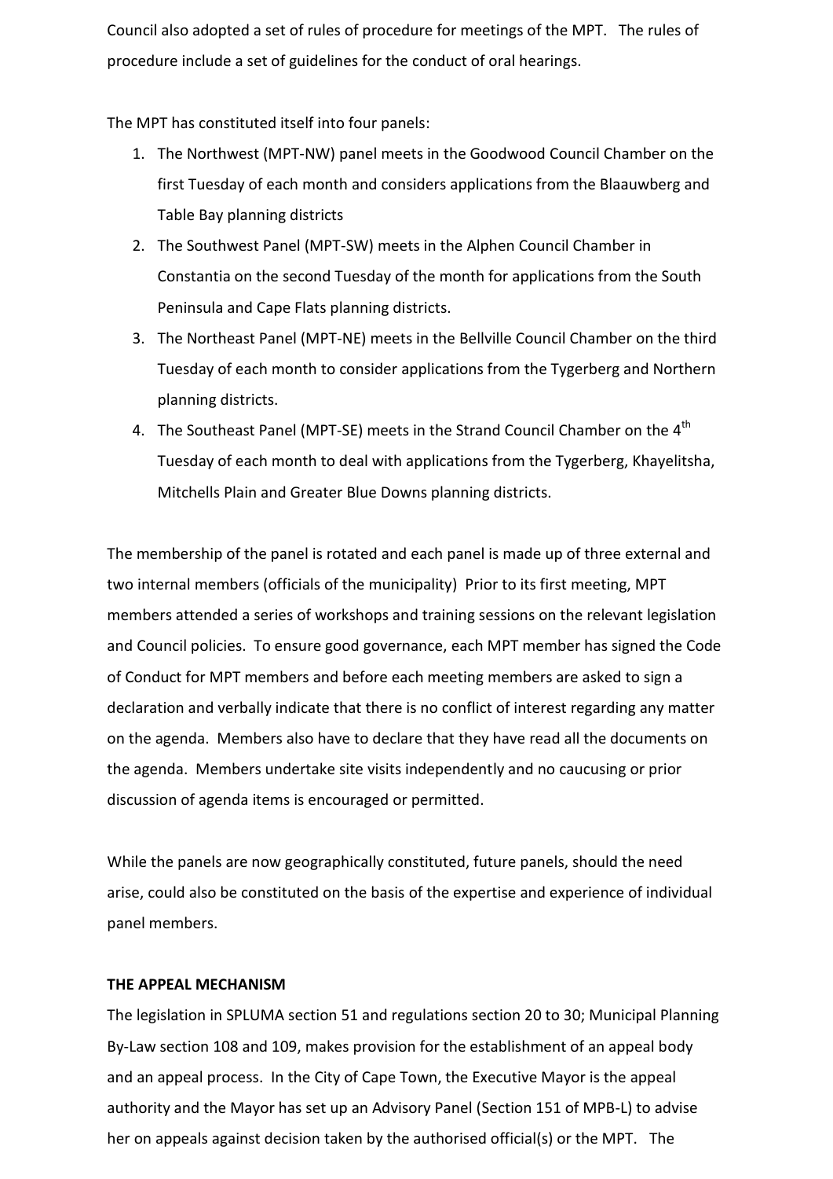Council also adopted a set of rules of procedure for meetings of the MPT. The rules of procedure include a set of guidelines for the conduct of oral hearings.

The MPT has constituted itself into four panels:

1. The Northwest (MPT-NW) panel meets in the Goodwood Council Chamber on the first Tuesday of each month and considers applications from the Blaauwberg and Table Bay planning districts
2. The Southwest Panel (MPT-SW) meets in the Alphen Council Chamber in Constantia on the second Tuesday of the month for applications from the South Peninsula and Cape Flats planning districts.
3. The Northeast Panel (MPT-NE) meets in the Bellville Council Chamber on the third Tuesday of each month to consider applications from the Tygerberg and Northern planning districts.
4. The Southeast Panel (MPT-SE) meets in the Strand Council Chamber on the 4th Tuesday of each month to deal with applications from the Tygerberg, Khayelitsha, Mitchells Plain and Greater Blue Downs planning districts.

The membership of the panel is rotated and each panel is made up of three external and two internal members (officials of the municipality) Prior to its first meeting, MPT members attended a series of workshops and training sessions on the relevant legislation and Council policies. To ensure good governance, each MPT member has signed the Code of Conduct for MPT members and before each meeting members are asked to sign a declaration and verbally indicate that there is no conflict of interest regarding any matter on the agenda. Members also have to declare that they have read all the documents on the agenda. Members undertake site visits independently and no caucusing or prior discussion of agenda items is encouraged or permitted.

While the panels are now geographically constituted, future panels, should the need arise, could also be constituted on the basis of the expertise and experience of individual panel members.

**THE APPEAL MECHANISM**

The legislation in SPLUMA section 51 and regulations section 20 to 30; Municipal Planning By-Law section 108 and 109, makes provision for the establishment of an appeal body and an appeal process. In the City of Cape Town, the Executive Mayor is the appeal authority and the Mayor has set up an Advisory Panel (Section 151 of MPB-L) to advise her on appeals against decision taken by the authorised official(s) or the MPT. The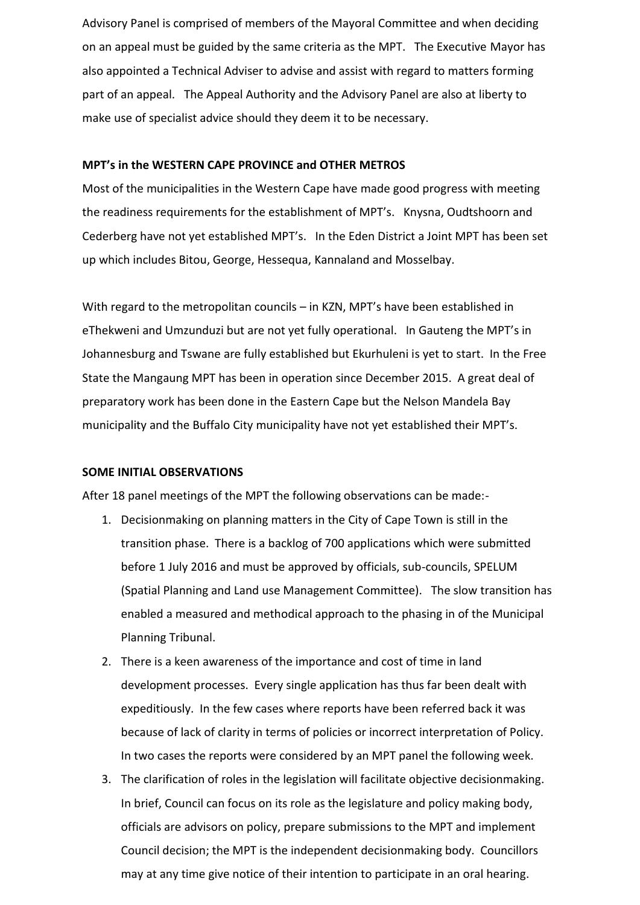Advisory Panel is comprised of members of the Mayoral Committee and when deciding on an appeal must be guided by the same criteria as the MPT. The Executive Mayor has also appointed a Technical Adviser to advise and assist with regard to matters forming part of an appeal. The Appeal Authority and the Advisory Panel are also at liberty to make use of specialist advice should they deem it to be necessary.

**MPT's in the WESTERN CAPE PROVINCE and OTHER METROS**

Most of the municipalities in the Western Cape have made good progress with meeting the readiness requirements for the establishment of MPT's. Knysna, Oudtshoorn and Cederberg have not yet established MPT's. In the Eden District a Joint MPT has been set up which includes Bitou, George, Hessequa, Kannaland and Mosselbay.

With regard to the metropolitan councils – in KZN, MPT's have been established in eThekweni and Umzunduzi but are not yet fully operational. In Gauteng the MPT's in Johannesburg and Tswane are fully established but Ekurhuleni is yet to start. In the Free State the Mangaung MPT has been in operation since December 2015. A great deal of preparatory work has been done in the Eastern Cape but the Nelson Mandela Bay municipality and the Buffalo City municipality have not yet established their MPT's.

**SOME INITIAL OBSERVATIONS**

After 18 panel meetings of the MPT the following observations can be made:-

1. Decisionmaking on planning matters in the City of Cape Town is still in the transition phase. There is a backlog of 700 applications which were submitted before 1 July 2016 and must be approved by officials, sub-councils, SPELUM (Spatial Planning and Land use Management Committee). The slow transition has enabled a measured and methodical approach to the phasing in of the Municipal Planning Tribunal.
2. There is a keen awareness of the importance and cost of time in land development processes. Every single application has thus far been dealt with expeditiously. In the few cases where reports have been referred back it was because of lack of clarity in terms of policies or incorrect interpretation of Policy. In two cases the reports were considered by an MPT panel the following week.
3. The clarification of roles in the legislation will facilitate objective decisionmaking. In brief, Council can focus on its role as the legislature and policy making body, officials are advisors on policy, prepare submissions to the MPT and implement Council decision; the MPT is the independent decisionmaking body. Councillors may at any time give notice of their intention to participate in an oral hearing.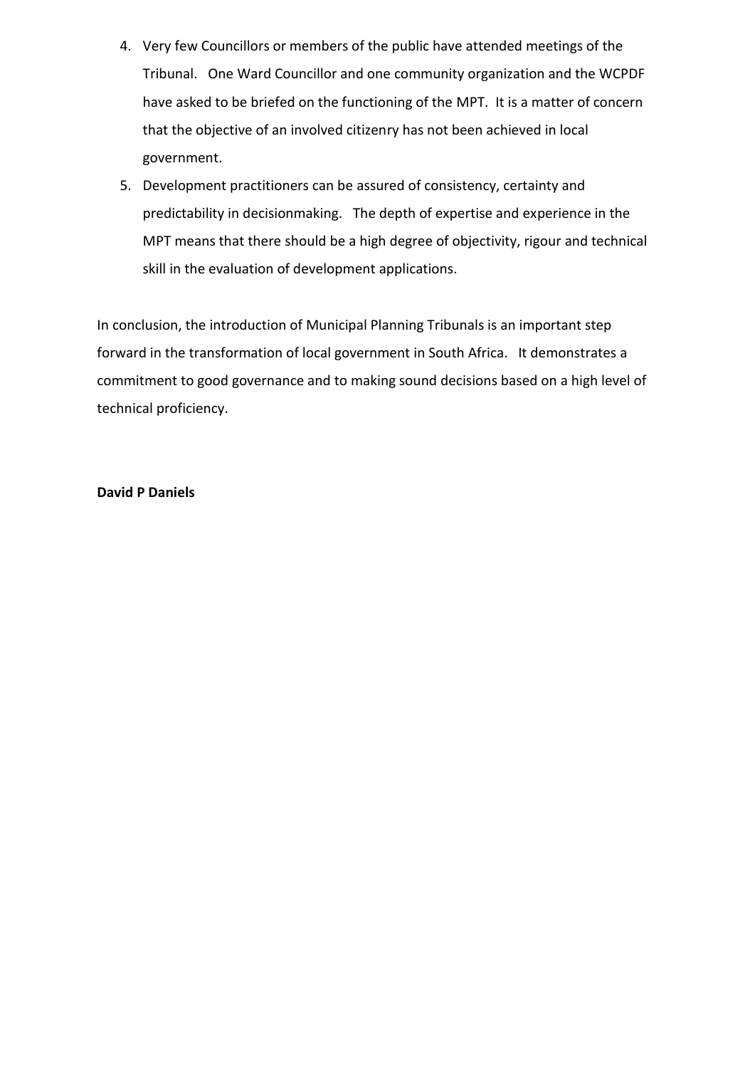4. Very few Councillors or members of the public have attended meetings of the Tribunal. One Ward Councillor and one community organization and the WCPDF have asked to be briefed on the functioning of the MPT. It is a matter of concern that the objective of an involved citizenry has not been achieved in local government.
5. Development practitioners can be assured of consistency, certainty and predictability in decisionmaking. The depth of expertise and experience in the MPT means that there should be a high degree of objectivity, rigour and technical skill in the evaluation of development applications.

In conclusion, the introduction of Municipal Planning Tribunals is an important step forward in the transformation of local government in South Africa. It demonstrates a commitment to good governance and to making sound decisions based on a high level of technical proficiency.

**David P Daniels**